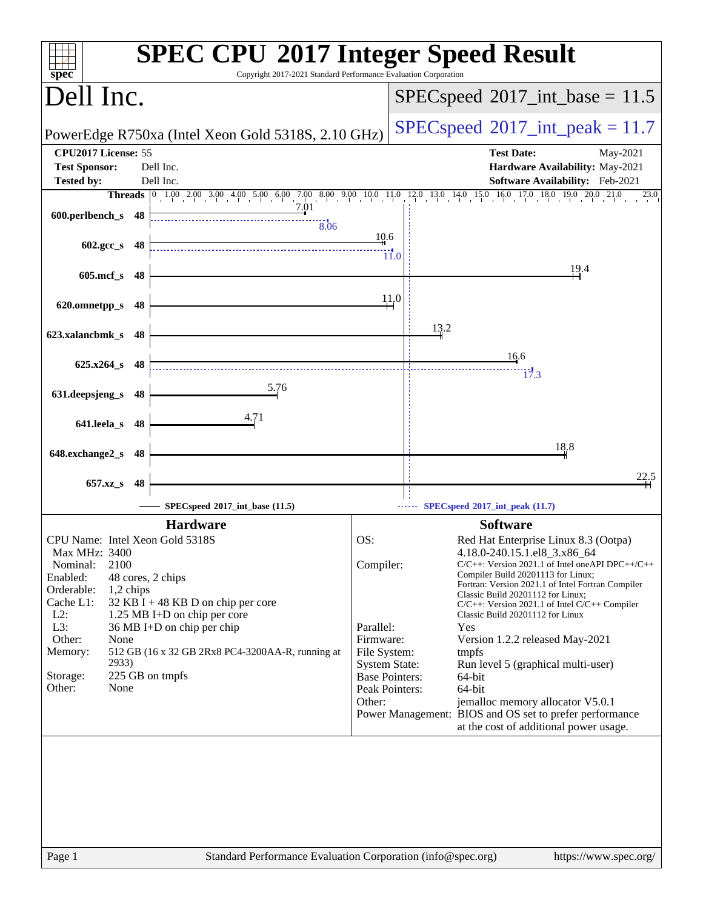# SPEC CPU 2017 Integer Speed Result

Copyright 2017-2021 Standard Performance Evaluation Corporation

## Dell Inc.

PowerEdge R750xa (Intel Xeon Gold 5318S, 2.10 GHz)

SPECspeed 2017_int_base = 11.5

SPECspeed 2017_int_peak = 11.7

| | | | |
|---|---|---|---|
| **CPU2017 License:** | 55 | **Test Date:** | May-2021 |
| **Test Sponsor:** | Dell Inc. | **Hardware Availability:** | May-2021 |
| **Tested by:** | Dell Inc. | **Software Availability:** | Feb-2021 |

| Benchmark | Threads | Base | Peak |
|---|---|---|---|
| 600.perlbench_s | 48 | 7.01 | 8.06 |
| 602.gcc_s | 48 | 10.6 | 11.0 |
| 605.mcf_s | 48 | 19.4 | |
| 620.omnetpp_s | 48 | 11.0 | |
| 623.xalancbmk_s | 48 | 13.2 | |
| 625.x264_s | 48 | 16.6 | 17.3 |
| 631.deepsjeng_s | 48 | 5.76 | |
| 641.leela_s | 48 | 4.71 | |
| 648.exchange2_s | 48 | 18.8 | |
| 657.xz_s | 48 | 22.5 | |

SPECspeed 2017_int_base (11.5) SPECspeed 2017_int_peak (11.7)

### Hardware

| | |
|---|---|
| CPU Name: | Intel Xeon Gold 5318S |
| Max MHz: | 3400 |
| Nominal: | 2100 |
| Enabled: | 48 cores, 2 chips |
| Orderable: | 1,2 chips |
| Cache L1: | 32 KB I + 48 KB D on chip per core |
| L2: | 1.25 MB I+D on chip per core |
| L3: | 36 MB I+D on chip per chip |
| Other: | None |
| Memory: | 512 GB (16 x 32 GB 2Rx8 PC4-3200AA-R, running at 2933) |
| Storage: | 225 GB on tmpfs |
| Other: | None |

### Software

| | |
|---|---|
| OS: | Red Hat Enterprise Linux 8.3 (Ootpa) 4.18.0-240.15.1.el8_3.x86_64 |
| Compiler: | C/C++: Version 2021.1 of Intel oneAPI DPC++/C++ Compiler Build 20201113 for Linux; Fortran: Version 2021.1 of Intel Fortran Compiler Classic Build 20201112 for Linux; C/C++: Version 2021.1 of Intel C/C++ Compiler Classic Build 20201112 for Linux |
| Parallel: | Yes |
| Firmware: | Version 1.2.2 released May-2021 |
| File System: | tmpfs |
| System State: | Run level 5 (graphical multi-user) |
| Base Pointers: | 64-bit |
| Peak Pointers: | 64-bit |
| Other: | jemalloc memory allocator V5.0.1 |
| Power Management: | BIOS and OS set to prefer performance at the cost of additional power usage. |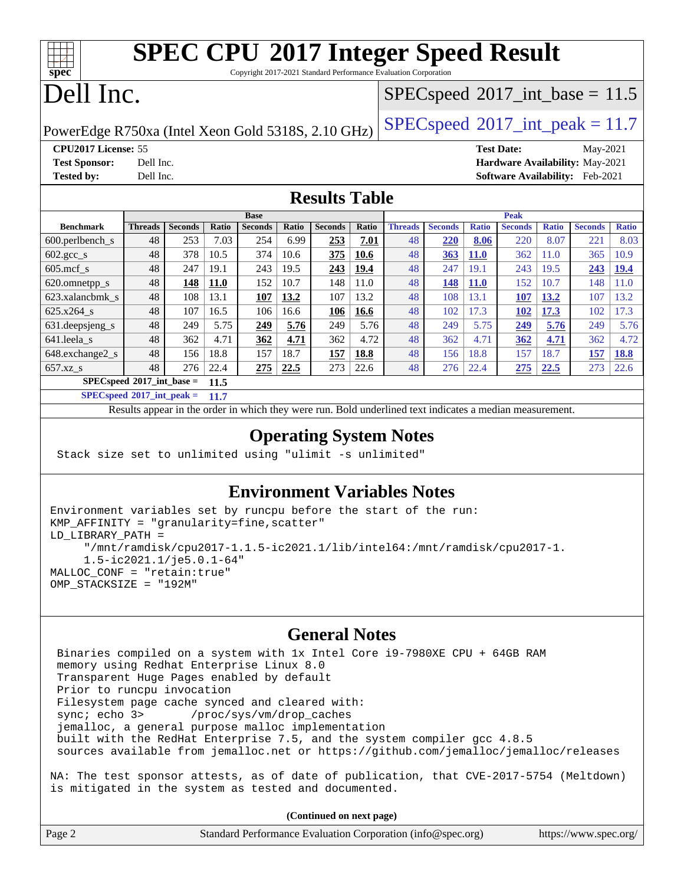# SPEC CPU 2017 Integer Speed Result

Copyright 2017-2021 Standard Performance Evaluation Corporation

# Dell Inc.

PowerEdge R750xa (Intel Xeon Gold 5318S, 2.10 GHz)

SPECspeed 2017_int_base = 11.5

SPECspeed 2017_int_peak = 11.7

**CPU2017 License:** 55
**Test Sponsor:** Dell Inc.
**Tested by:** Dell Inc.
**Test Date:** May-2021
**Hardware Availability:** May-2021
**Software Availability:** Feb-2021

## Results Table

| | Base | | | | | | | Peak | | | | | | |
|---|---|---|---|---|---|---|---|---|---|---|---|---|---|---|
| **Benchmark** | **Threads** | **Seconds** | **Ratio** | **Seconds** | **Ratio** | **Seconds** | **Ratio** | **Threads** | **Seconds** | **Ratio** | **Seconds** | **Ratio** | **Seconds** | **Ratio** |
| 600.perlbench_s | 48 | 253 | 7.03 | 254 | 6.99 | **253** | **7.01** | 48 | **220** | **8.06** | 220 | 8.07 | 221 | 8.03 |
| 602.gcc_s | 48 | 378 | 10.5 | 374 | 10.6 | **375** | **10.6** | 48 | **363** | **11.0** | 362 | 11.0 | 365 | 10.9 |
| 605.mcf_s | 48 | 247 | 19.1 | 243 | 19.5 | **243** | **19.4** | 48 | 247 | 19.1 | 243 | 19.5 | **243** | **19.4** |
| 620.omnetpp_s | 48 | **148** | **11.0** | 152 | 10.7 | 148 | 11.0 | 48 | **148** | **11.0** | 152 | 10.7 | 148 | 11.0 |
| 623.xalancbmk_s | 48 | 108 | 13.1 | **107** | **13.2** | 107 | 13.2 | 48 | 108 | 13.1 | **107** | **13.2** | 107 | 13.2 |
| 625.x264_s | 48 | 107 | 16.5 | 106 | 16.6 | **106** | **16.6** | 48 | 102 | 17.3 | **102** | **17.3** | 102 | 17.3 |
| 631.deepsjeng_s | 48 | 249 | 5.75 | **249** | **5.76** | 249 | 5.76 | 48 | 249 | 5.75 | **249** | **5.76** | 249 | 5.76 |
| 641.leela_s | 48 | 362 | 4.71 | **362** | **4.71** | 362 | 4.72 | 48 | 362 | 4.71 | **362** | **4.71** | 362 | 4.72 |
| 648.exchange2_s | 48 | 156 | 18.8 | 157 | 18.7 | **157** | **18.8** | 48 | 156 | 18.8 | 157 | 18.7 | **157** | **18.8** |
| 657.xz_s | 48 | 276 | 22.4 | **275** | **22.5** | 273 | 22.6 | 48 | 276 | 22.4 | **275** | **22.5** | 273 | 22.6 |

**SPECspeed 2017_int_base = 11.5**

**SPECspeed 2017_int_peak = 11.7**

Results appear in the order in which they were run. Bold underlined text indicates a median measurement.

## Operating System Notes

```
Stack size set to unlimited using "ulimit -s unlimited"
```

## Environment Variables Notes

```
Environment variables set by runcpu before the start of the run:
KMP_AFFINITY = "granularity=fine,scatter"
LD_LIBRARY_PATH =
     "/mnt/ramdisk/cpu2017-1.1.5-ic2021.1/lib/intel64:/mnt/ramdisk/cpu2017-1.
     1.5-ic2021.1/je5.0.1-64"
MALLOC_CONF = "retain:true"
OMP_STACKSIZE = "192M"
```

## General Notes

```
 Binaries compiled on a system with 1x Intel Core i9-7980XE CPU + 64GB RAM
 memory using Redhat Enterprise Linux 8.0
 Transparent Huge Pages enabled by default
 Prior to runcpu invocation
 Filesystem page cache synced and cleared with:
 sync; echo 3>       /proc/sys/vm/drop_caches
 jemalloc, a general purpose malloc implementation
 built with the RedHat Enterprise 7.5, and the system compiler gcc 4.8.5
 sources available from jemalloc.net or https://github.com/jemalloc/jemalloc/releases

NA: The test sponsor attests, as of date of publication, that CVE-2017-5754 (Meltdown)
is mitigated in the system as tested and documented.
```

**(Continued on next page)**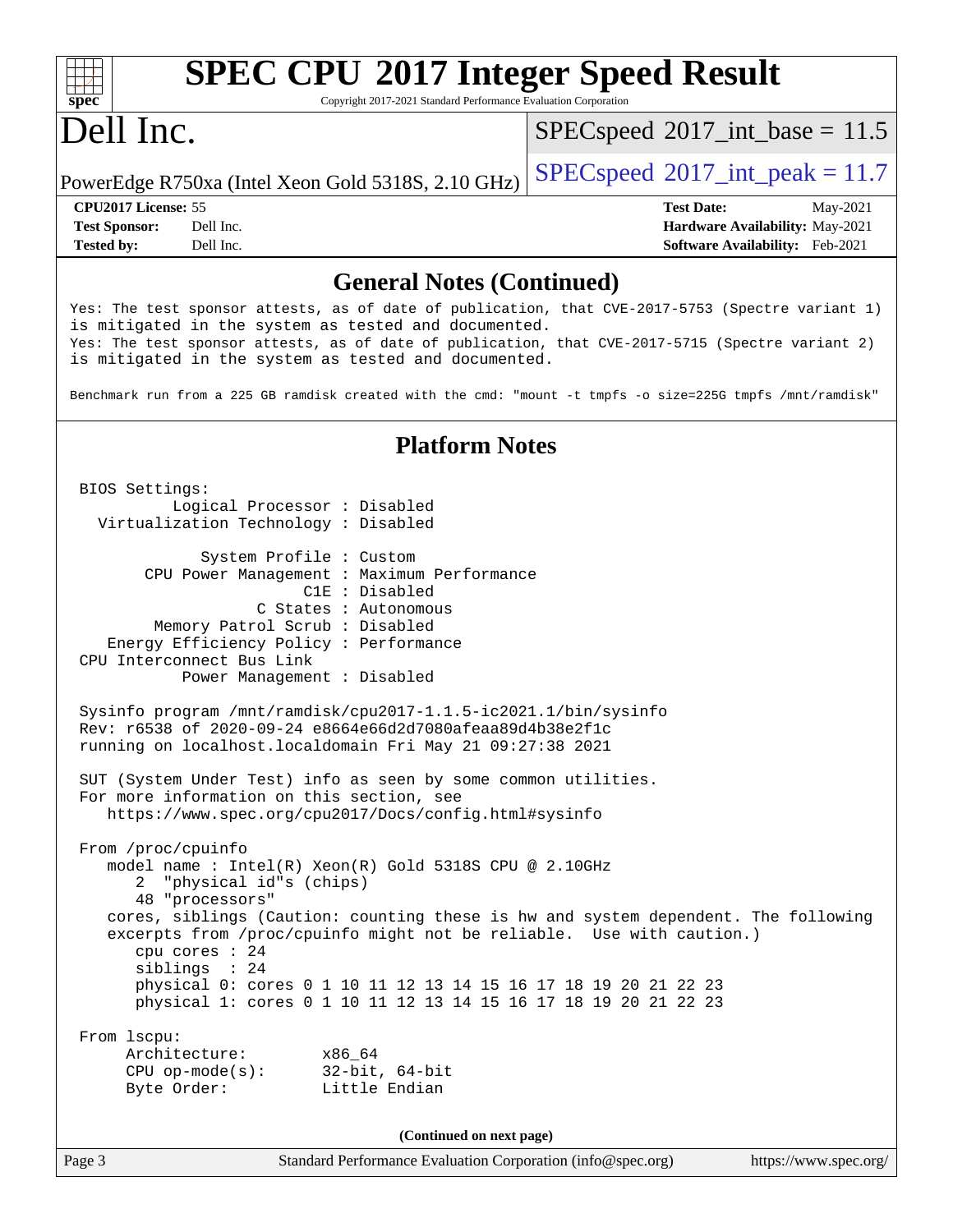# SPEC CPU 2017 Integer Speed Result

Copyright 2017-2021 Standard Performance Evaluation Corporation

# Dell Inc.

PowerEdge R750xa (Intel Xeon Gold 5318S, 2.10 GHz)

SPECspeed 2017_int_base = 11.5

SPECspeed 2017_int_peak = 11.7

**CPU2017 License:** 55
**Test Sponsor:** Dell Inc.
**Tested by:** Dell Inc.

**Test Date:** May-2021
**Hardware Availability:** May-2021
**Software Availability:** Feb-2021

## General Notes (Continued)

```
Yes: The test sponsor attests, as of date of publication, that CVE-2017-5753 (Spectre variant 1)
is mitigated in the system as tested and documented.
Yes: The test sponsor attests, as of date of publication, that CVE-2017-5715 (Spectre variant 2)
is mitigated in the system as tested and documented.

Benchmark run from a 225 GB ramdisk created with the cmd: "mount -t tmpfs -o size=225G tmpfs /mnt/ramdisk"
```

## Platform Notes

```
 BIOS Settings:
          Logical Processor : Disabled
   Virtualization Technology : Disabled

             System Profile : Custom
        CPU Power Management : Maximum Performance
                        C1E : Disabled
                   C States : Autonomous
         Memory Patrol Scrub : Disabled
    Energy Efficiency Policy : Performance
 CPU Interconnect Bus Link
            Power Management : Disabled

 Sysinfo program /mnt/ramdisk/cpu2017-1.1.5-ic2021.1/bin/sysinfo
 Rev: r6538 of 2020-09-24 e8664e66d2d7080afeaa89d4b38e2f1c
 running on localhost.localdomain Fri May 21 09:27:38 2021

 SUT (System Under Test) info as seen by some common utilities.
 For more information on this section, see
    https://www.spec.org/cpu2017/Docs/config.html#sysinfo

 From /proc/cpuinfo
    model name : Intel(R) Xeon(R) Gold 5318S CPU @ 2.10GHz
       2  "physical id"s (chips)
       48 "processors"
    cores, siblings (Caution: counting these is hw and system dependent. The following
    excerpts from /proc/cpuinfo might not be reliable.  Use with caution.)
       cpu cores : 24
       siblings  : 24
       physical 0: cores 0 1 10 11 12 13 14 15 16 17 18 19 20 21 22 23
       physical 1: cores 0 1 10 11 12 13 14 15 16 17 18 19 20 21 22 23

 From lscpu:
      Architecture:        x86_64
      CPU op-mode(s):      32-bit, 64-bit
      Byte Order:          Little Endian
```

(Continued on next page)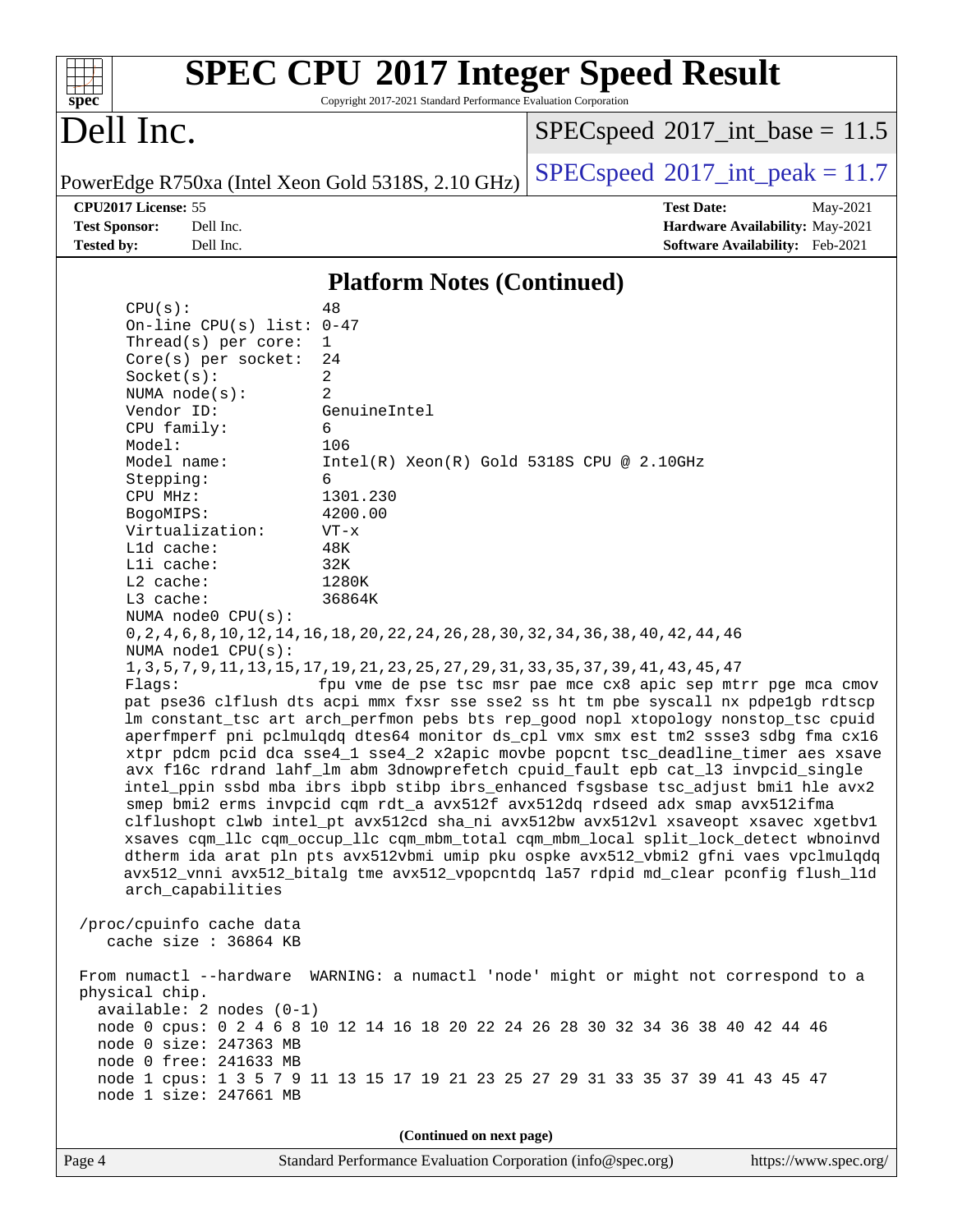## Platform Notes (Continued)

```
CPU(s):                48
On-line CPU(s) list:   0-47
Thread(s) per core:    1
Core(s) per socket:    24
Socket(s):             2
NUMA node(s):          2
Vendor ID:             GenuineIntel
CPU family:            6
Model:                 106
Model name:            Intel(R) Xeon(R) Gold 5318S CPU @ 2.10GHz
Stepping:              6
CPU MHz:               1301.230
BogoMIPS:              4200.00
Virtualization:        VT-x
L1d cache:             48K
L1i cache:             32K
L2 cache:              1280K
L3 cache:              36864K
NUMA node0 CPU(s):
0,2,4,6,8,10,12,14,16,18,20,22,24,26,28,30,32,34,36,38,40,42,44,46
NUMA node1 CPU(s):
1,3,5,7,9,11,13,15,17,19,21,23,25,27,29,31,33,35,37,39,41,43,45,47
Flags:                 fpu vme de pse tsc msr pae mce cx8 apic sep mtrr pge mca cmov
pat pse36 clflush dts acpi mmx fxsr sse sse2 ss ht tm pbe syscall nx pdpe1gb rdtscp
lm constant_tsc art arch_perfmon pebs bts rep_good nopl xtopology nonstop_tsc cpuid
aperfmperf pni pclmulqdq dtes64 monitor ds_cpl vmx smx est tm2 ssse3 sdbg fma cx16
xtpr pdcm pcid dca sse4_1 sse4_2 x2apic movbe popcnt tsc_deadline_timer aes xsave
avx f16c rdrand lahf_lm abm 3dnowprefetch cpuid_fault epb cat_l3 invpcid_single
intel_ppin ssbd mba ibrs ibpb stibp ibrs_enhanced fsgsbase tsc_adjust bmi1 hle avx2
smep bmi2 erms invpcid cqm rdt_a avx512f avx512dq rdseed adx smap avx512ifma
clflushopt clwb intel_pt avx512cd sha_ni avx512bw avx512vl xsaveopt xsavec xgetbv1
xsaves cqm_llc cqm_occup_llc cqm_mbm_total cqm_mbm_local split_lock_detect wbnoinvd
dtherm ida arat pln pts avx512vbmi umip pku ospke avx512_vbmi2 gfni vaes vpclmulqdq
avx512_vnni avx512_bitalg tme avx512_vpopcntdq la57 rdpid md_clear pconfig flush_l1d
arch_capabilities

/proc/cpuinfo cache data
   cache size : 36864 KB

From numactl --hardware  WARNING: a numactl 'node' might or might not correspond to a
physical chip.
  available: 2 nodes (0-1)
  node 0 cpus: 0 2 4 6 8 10 12 14 16 18 20 22 24 26 28 30 32 34 36 38 40 42 44 46
  node 0 size: 247363 MB
  node 0 free: 241633 MB
  node 1 cpus: 1 3 5 7 9 11 13 15 17 19 21 23 25 27 29 31 33 35 37 39 41 43 45 47
  node 1 size: 247661 MB
```

**(Continued on next page)**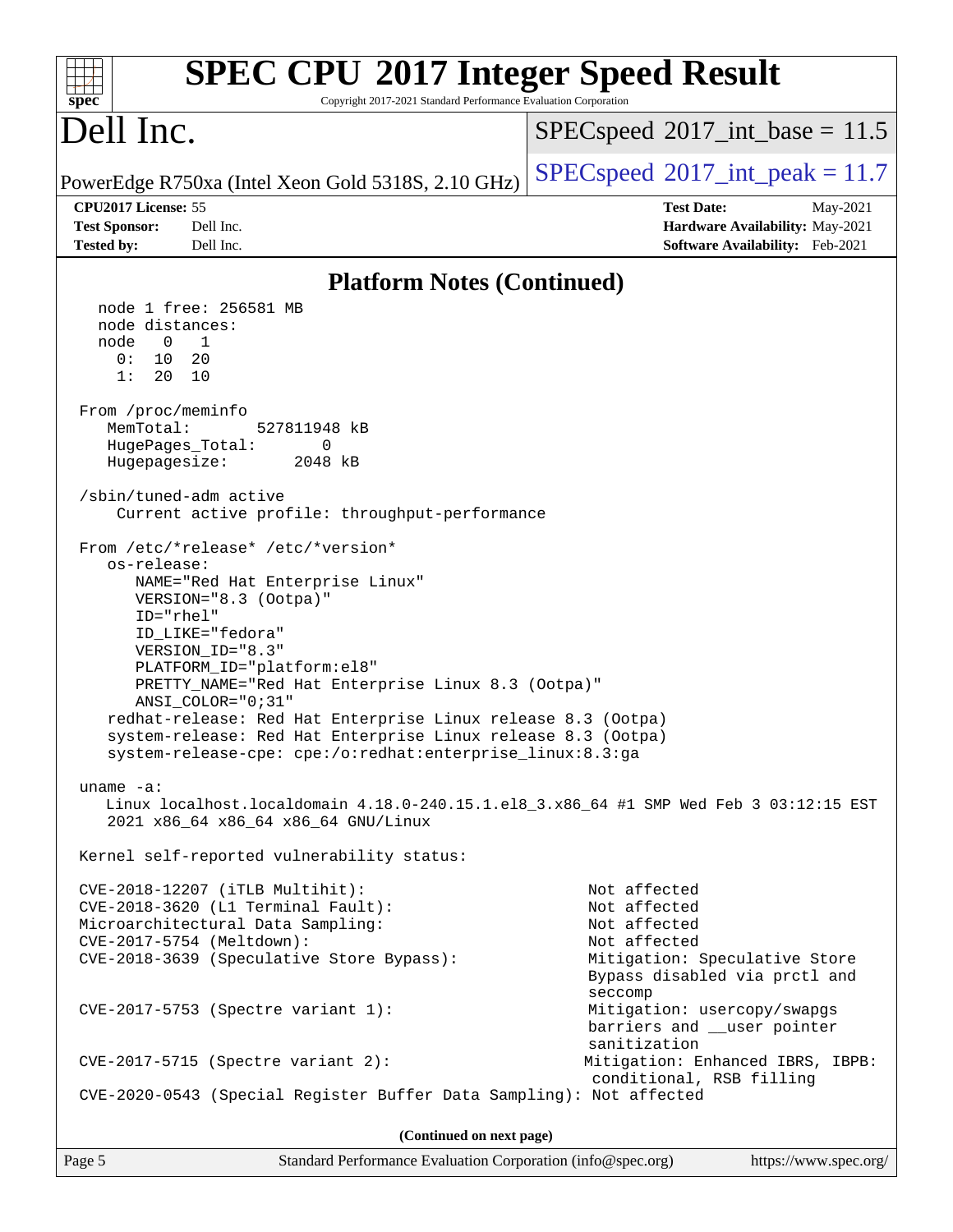## Platform Notes (Continued)

```
  node 1 free: 256581 MB
  node distances:
  node   0   1
    0:  10  20
    1:  20  10

From /proc/meminfo
   MemTotal:       527811948 kB
   HugePages_Total:       0
   Hugepagesize:       2048 kB

/sbin/tuned-adm active
    Current active profile: throughput-performance

From /etc/*release* /etc/*version*
   os-release:
      NAME="Red Hat Enterprise Linux"
      VERSION="8.3 (Ootpa)"
      ID="rhel"
      ID_LIKE="fedora"
      VERSION_ID="8.3"
      PLATFORM_ID="platform:el8"
      PRETTY_NAME="Red Hat Enterprise Linux 8.3 (Ootpa)"
      ANSI_COLOR="0;31"
   redhat-release: Red Hat Enterprise Linux release 8.3 (Ootpa)
   system-release: Red Hat Enterprise Linux release 8.3 (Ootpa)
   system-release-cpe: cpe:/o:redhat:enterprise_linux:8.3:ga

uname -a:
   Linux localhost.localdomain 4.18.0-240.15.1.el8_3.x86_64 #1 SMP Wed Feb 3 03:12:15 EST
   2021 x86_64 x86_64 x86_64 GNU/Linux

Kernel self-reported vulnerability status:

CVE-2018-12207 (iTLB Multihit):                          Not affected
CVE-2018-3620 (L1 Terminal Fault):                       Not affected
Microarchitectural Data Sampling:                        Not affected
CVE-2017-5754 (Meltdown):                                Not affected
CVE-2018-3639 (Speculative Store Bypass):                Mitigation: Speculative Store
                                                         Bypass disabled via prctl and
                                                         seccomp
CVE-2017-5753 (Spectre variant 1):                       Mitigation: usercopy/swapgs
                                                         barriers and __user pointer
                                                         sanitization
CVE-2017-5715 (Spectre variant 2):                       Mitigation: Enhanced IBRS, IBPB:
                                                         conditional, RSB filling
CVE-2020-0543 (Special Register Buffer Data Sampling): Not affected
```

**(Continued on next page)**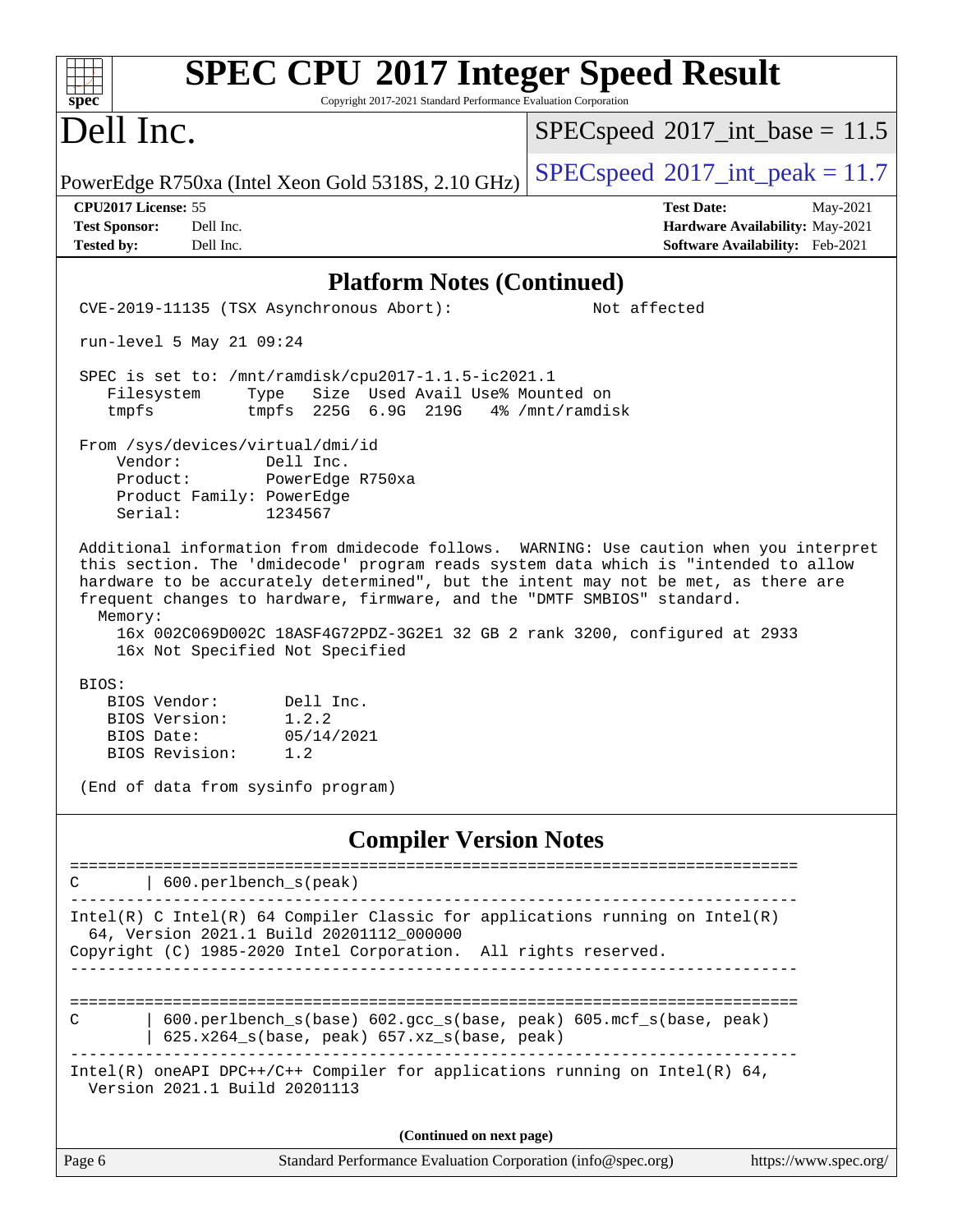## Platform Notes (Continued)

```
CVE-2019-11135 (TSX Asynchronous Abort):                    Not affected

run-level 5 May 21 09:24

SPEC is set to: /mnt/ramdisk/cpu2017-1.1.5-ic2021.1
   Filesystem     Type   Size  Used Avail Use% Mounted on
   tmpfs          tmpfs  225G  6.9G  219G   4% /mnt/ramdisk

From /sys/devices/virtual/dmi/id
    Vendor:         Dell Inc.
    Product:        PowerEdge R750xa
    Product Family: PowerEdge
    Serial:         1234567

Additional information from dmidecode follows.  WARNING: Use caution when you interpret
this section. The 'dmidecode' program reads system data which is "intended to allow
hardware to be accurately determined", but the intent may not be met, as there are
frequent changes to hardware, firmware, and the "DMTF SMBIOS" standard.
  Memory:
    16x 002C069D002C 18ASF4G72PDZ-3G2E1 32 GB 2 rank 3200, configured at 2933
    16x Not Specified Not Specified

BIOS:
   BIOS Vendor:       Dell Inc.
   BIOS Version:      1.2.2
   BIOS Date:         05/14/2021
   BIOS Revision:     1.2

(End of data from sysinfo program)
```

## Compiler Version Notes

```
==============================================================================
C       | 600.perlbench_s(peak)
------------------------------------------------------------------------------
Intel(R) C Intel(R) 64 Compiler Classic for applications running on Intel(R)
  64, Version 2021.1 Build 20201112_000000
Copyright (C) 1985-2020 Intel Corporation.  All rights reserved.
------------------------------------------------------------------------------

==============================================================================
C       | 600.perlbench_s(base) 602.gcc_s(base, peak) 605.mcf_s(base, peak)
        | 625.x264_s(base, peak) 657.xz_s(base, peak)
------------------------------------------------------------------------------
Intel(R) oneAPI DPC++/C++ Compiler for applications running on Intel(R) 64,
  Version 2021.1 Build 20201113
```

**(Continued on next page)**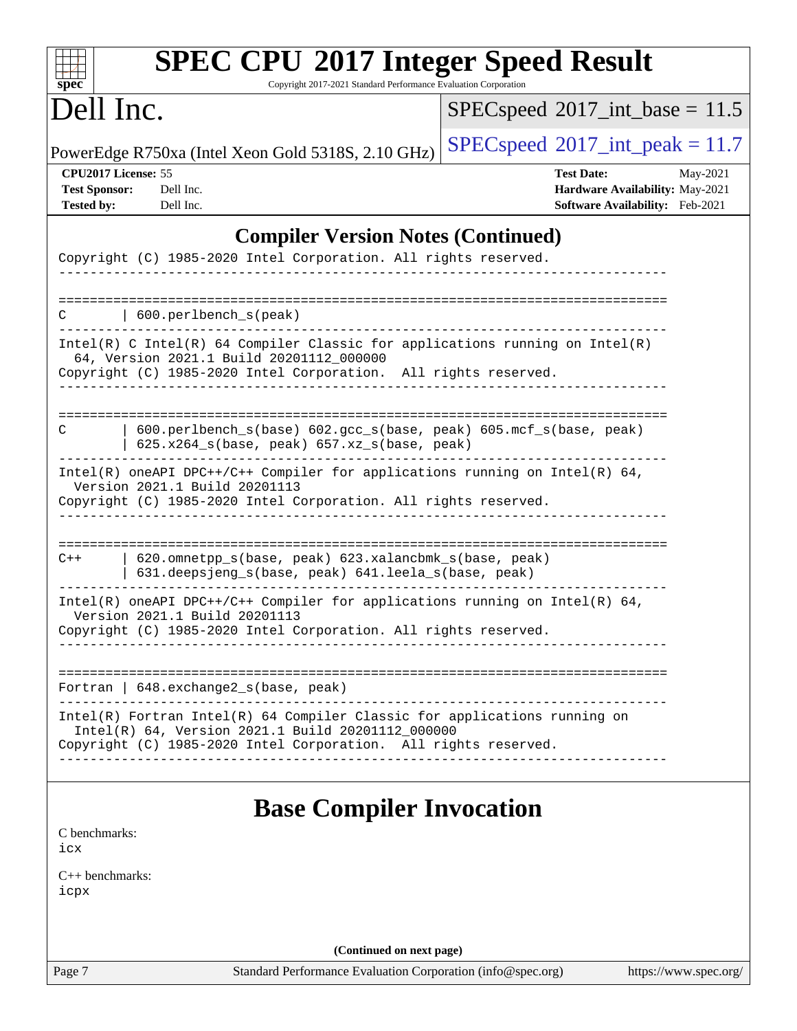## Compiler Version Notes (Continued)

```
Copyright (C) 1985-2020 Intel Corporation. All rights reserved.
------------------------------------------------------------------------------

==============================================================================
C        | 600.perlbench_s(peak)
------------------------------------------------------------------------------
Intel(R) C Intel(R) 64 Compiler Classic for applications running on Intel(R)
  64, Version 2021.1 Build 20201112_000000
Copyright (C) 1985-2020 Intel Corporation.  All rights reserved.
------------------------------------------------------------------------------

==============================================================================
C        | 600.perlbench_s(base) 602.gcc_s(base, peak) 605.mcf_s(base, peak)
         | 625.x264_s(base, peak) 657.xz_s(base, peak)
------------------------------------------------------------------------------
Intel(R) oneAPI DPC++/C++ Compiler for applications running on Intel(R) 64,
  Version 2021.1 Build 20201113
Copyright (C) 1985-2020 Intel Corporation. All rights reserved.
------------------------------------------------------------------------------

==============================================================================
C++      | 620.omnetpp_s(base, peak) 623.xalancbmk_s(base, peak)
         | 631.deepsjeng_s(base, peak) 641.leela_s(base, peak)
------------------------------------------------------------------------------
Intel(R) oneAPI DPC++/C++ Compiler for applications running on Intel(R) 64,
  Version 2021.1 Build 20201113
Copyright (C) 1985-2020 Intel Corporation. All rights reserved.
------------------------------------------------------------------------------

==============================================================================
Fortran | 648.exchange2_s(base, peak)
------------------------------------------------------------------------------
Intel(R) Fortran Intel(R) 64 Compiler Classic for applications running on
  Intel(R) 64, Version 2021.1 Build 20201112_000000
Copyright (C) 1985-2020 Intel Corporation.  All rights reserved.
------------------------------------------------------------------------------
```

## Base Compiler Invocation

C benchmarks:
icx

C++ benchmarks:
icpx

(Continued on next page)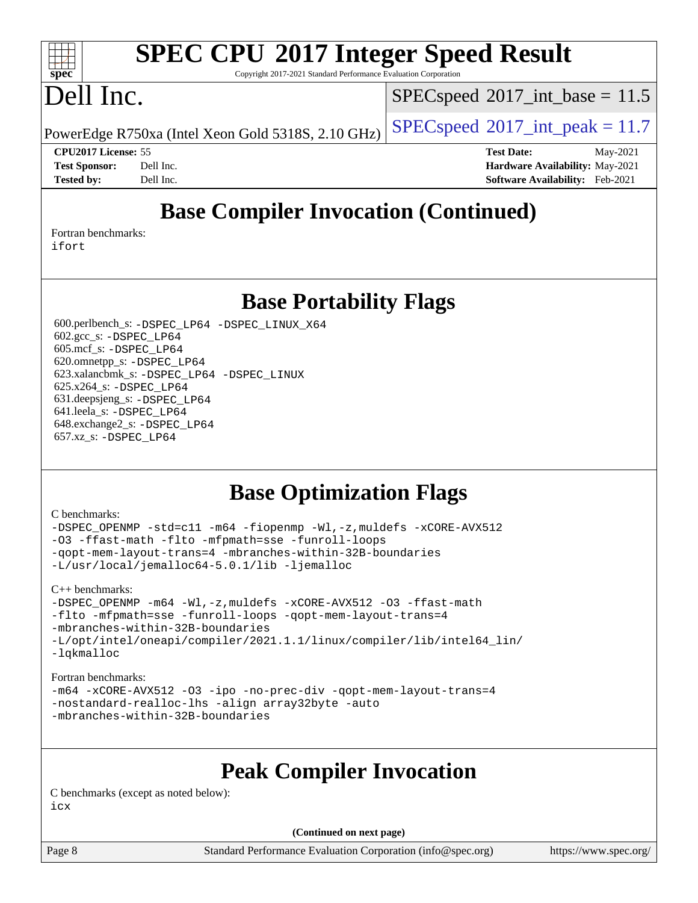# Base Compiler Invocation (Continued)

Fortran benchmarks:
ifort

# Base Portability Flags

600.perlbench_s: -DSPEC_LP64 -DSPEC_LINUX_X64
602.gcc_s: -DSPEC_LP64
605.mcf_s: -DSPEC_LP64
620.omnetpp_s: -DSPEC_LP64
623.xalancbmk_s: -DSPEC_LP64 -DSPEC_LINUX
625.x264_s: -DSPEC_LP64
631.deepsjeng_s: -DSPEC_LP64
641.leela_s: -DSPEC_LP64
648.exchange2_s: -DSPEC_LP64
657.xz_s: -DSPEC_LP64

# Base Optimization Flags

C benchmarks:
```
-DSPEC_OPENMP -std=c11 -m64 -fiopenmp -Wl,-z,muldefs -xCORE-AVX512
-O3 -ffast-math -flto -mfpmath=sse -funroll-loops
-qopt-mem-layout-trans=4 -mbranches-within-32B-boundaries
-L/usr/local/jemalloc64-5.0.1/lib -ljemalloc
```

C++ benchmarks:
```
-DSPEC_OPENMP -m64 -Wl,-z,muldefs -xCORE-AVX512 -O3 -ffast-math
-flto -mfpmath=sse -funroll-loops -qopt-mem-layout-trans=4
-mbranches-within-32B-boundaries
-L/opt/intel/oneapi/compiler/2021.1.1/linux/compiler/lib/intel64_lin/
-lqkmalloc
```

Fortran benchmarks:
```
-m64 -xCORE-AVX512 -O3 -ipo -no-prec-div -qopt-mem-layout-trans=4
-nostandard-realloc-lhs -align array32byte -auto
-mbranches-within-32B-boundaries
```

# Peak Compiler Invocation

C benchmarks (except as noted below):
icx

(Continued on next page)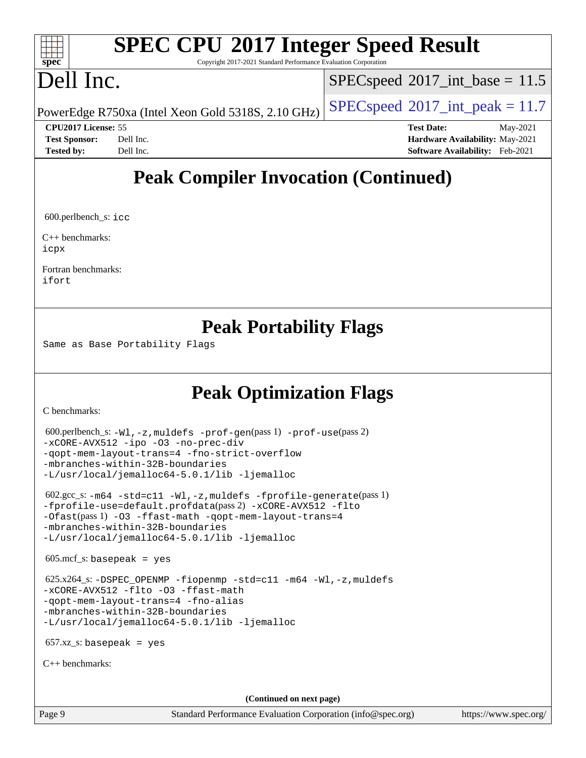# Peak Compiler Invocation (Continued)

600.perlbench_s: `icc`

C++ benchmarks:
`icpx`

Fortran benchmarks:
`ifort`

# Peak Portability Flags

Same as Base Portability Flags

# Peak Optimization Flags

C benchmarks:

600.perlbench_s: `-Wl,-z,muldefs -prof-gen`(pass 1) `-prof-use`(pass 2) `-xCORE-AVX512 -ipo -O3 -no-prec-div -qopt-mem-layout-trans=4 -fno-strict-overflow -mbranches-within-32B-boundaries -L/usr/local/jemalloc64-5.0.1/lib -ljemalloc`

602.gcc_s: `-m64 -std=c11 -Wl,-z,muldefs -fprofile-generate`(pass 1) `-fprofile-use=default.profdata`(pass 2) `-xCORE-AVX512 -flto -Ofast`(pass 1) `-O3 -ffast-math -qopt-mem-layout-trans=4 -mbranches-within-32B-boundaries -L/usr/local/jemalloc64-5.0.1/lib -ljemalloc`

605.mcf_s: `basepeak = yes`

625.x264_s: `-DSPEC_OPENMP -fiopenmp -std=c11 -m64 -Wl,-z,muldefs -xCORE-AVX512 -flto -O3 -ffast-math -qopt-mem-layout-trans=4 -fno-alias -mbranches-within-32B-boundaries -L/usr/local/jemalloc64-5.0.1/lib -ljemalloc`

657.xz_s: `basepeak = yes`

C++ benchmarks:

**(Continued on next page)**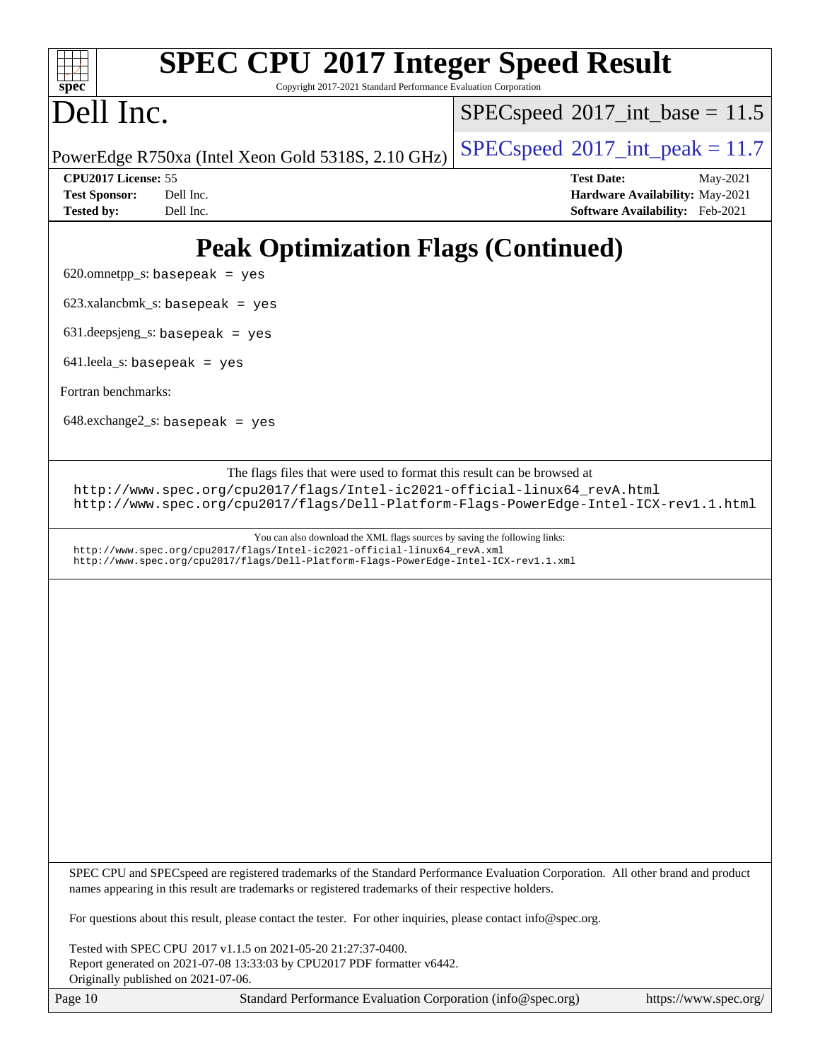# Peak Optimization Flags (Continued)

620.omnetpp_s: basepeak = yes

623.xalancbmk_s: basepeak = yes

631.deepsjeng_s: basepeak = yes

641.leela_s: basepeak = yes

Fortran benchmarks:

648.exchange2_s: basepeak = yes

The flags files that were used to format this result can be browsed at
http://www.spec.org/cpu2017/flags/Intel-ic2021-official-linux64_revA.html
http://www.spec.org/cpu2017/flags/Dell-Platform-Flags-PowerEdge-Intel-ICX-rev1.1.html

You can also download the XML flags sources by saving the following links:
http://www.spec.org/cpu2017/flags/Intel-ic2021-official-linux64_revA.xml
http://www.spec.org/cpu2017/flags/Dell-Platform-Flags-PowerEdge-Intel-ICX-rev1.1.xml

SPEC CPU and SPECspeed are registered trademarks of the Standard Performance Evaluation Corporation. All other brand and product names appearing in this result are trademarks or registered trademarks of their respective holders.

For questions about this result, please contact the tester. For other inquiries, please contact info@spec.org.

Tested with SPEC CPU 2017 v1.1.5 on 2021-05-20 21:27:37-0400.
Report generated on 2021-07-08 13:33:03 by CPU2017 PDF formatter v6442.
Originally published on 2021-07-06.